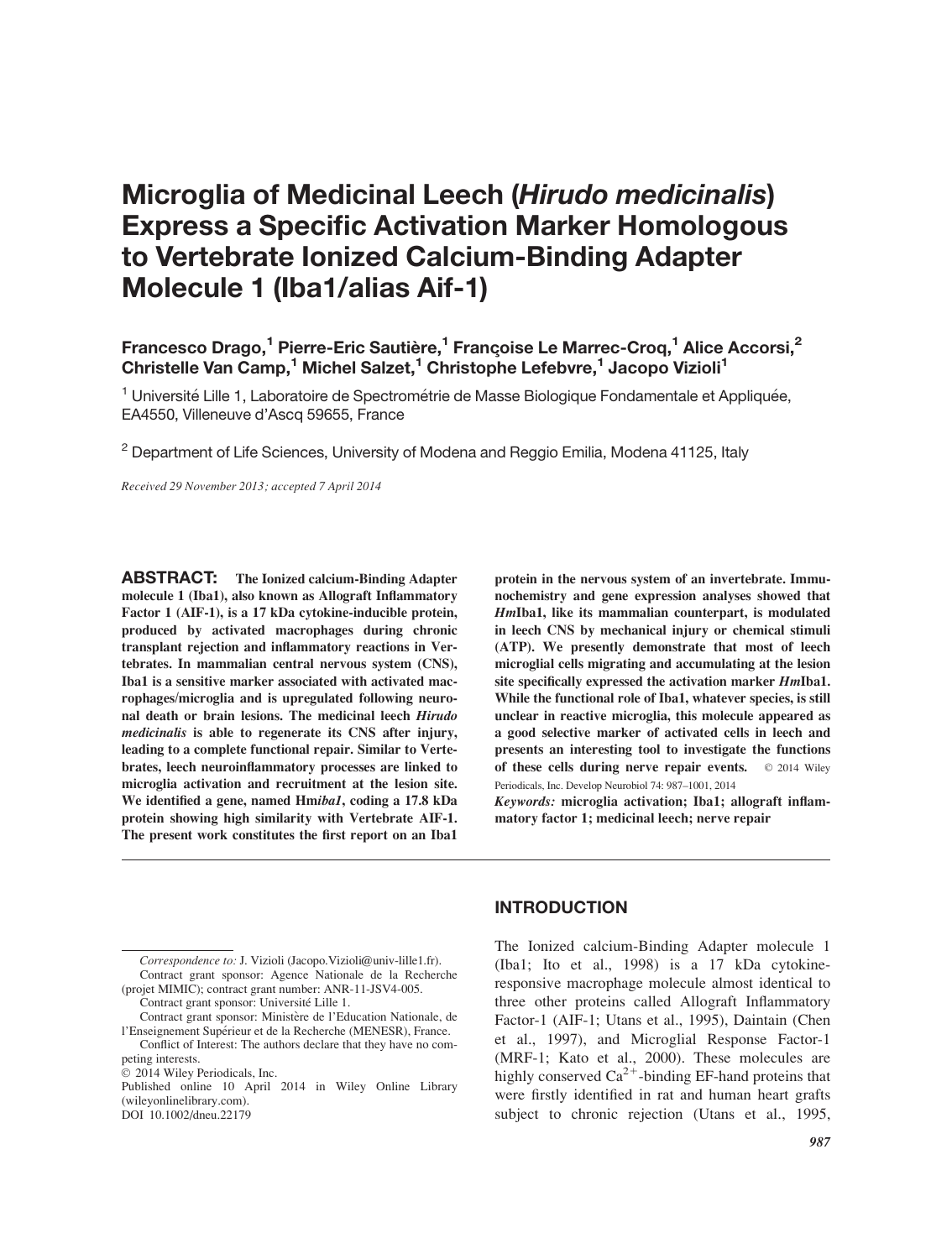# Microglia of Medicinal Leech (*Hirudo medicinalis*) Express a Specific Activation Marker Homologous to Vertebrate Ionized Calcium-Binding Adapter Molecule 1 (Iba1/alias Aif-1)

**Francesco Drago,[1] Pierre-Eric Sautière,[1] Françoise Le Marrec-Croq,[1] Alice Accorsi,[2] Christelle Van Camp,[1] Michel Salzet,[1] Christophe Lefebvre,[1] Jacopo Vizioli[1]**

[1] Université Lille 1, Laboratoire de Spectrométrie de Masse Biologique Fondamentale et Appliquée, EA4550, Villeneuve d'Ascq 59655, France

[2] Department of Life Sciences, University of Modena and Reggio Emilia, Modena 41125, Italy

*Received 29 November 2013; accepted 7 April 2014*

**ABSTRACT:** **The Ionized calcium-Binding Adapter molecule 1 (Iba1), also known as Allograft Inflammatory Factor 1 (AIF-1), is a 17 kDa cytokine-inducible protein, produced by activated macrophages during chronic transplant rejection and inflammatory reactions in Vertebrates. In mammalian central nervous system (CNS), Iba1 is a sensitive marker associated with activated macrophages/microglia and is upregulated following neuronal death or brain lesions. The medicinal leech *Hirudo medicinalis* is able to regenerate its CNS after injury, leading to a complete functional repair. Similar to Vertebrates, leech neuroinflammatory processes are linked to microglia activation and recruitment at the lesion site. We identified a gene, named Hm*iba1*, coding a 17.8 kDa protein showing high similarity with Vertebrate AIF-1. The present work constitutes the first report on an Iba1 protein in the nervous system of an invertebrate. Immunochemistry and gene expression analyses showed that *Hm*Iba1, like its mammalian counterpart, is modulated in leech CNS by mechanical injury or chemical stimuli (ATP). We presently demonstrate that most of leech microglial cells migrating and accumulating at the lesion site specifically expressed the activation marker *Hm*Iba1. While the functional role of Iba1, whatever species, is still unclear in reactive microglia, this molecule appeared as a good selective marker of activated cells in leech and presents an interesting tool to investigate the functions of these cells during nerve repair events.** © 2014 Wiley Periodicals, Inc. Develop Neurobiol 74: 987–1001, 2014

*Keywords:* **microglia activation; Iba1; allograft inflammatory factor 1; medicinal leech; nerve repair**

## INTRODUCTION

The Ionized calcium-Binding Adapter molecule 1 (Iba1; Ito et al., 1998) is a 17 kDa cytokine-responsive macrophage molecule almost identical to three other proteins called Allograft Inflammatory Factor-1 (AIF-1; Utans et al., 1995), Daintain (Chen et al., 1997), and Microglial Response Factor-1 (MRF-1; Kato et al., 2000). These molecules are highly conserved $Ca^{2+}$-binding EF-hand proteins that were firstly identified in rat and human heart grafts subject to chronic rejection (Utans et al., 1995,

*Correspondence to:* J. Vizioli (Jacopo.Vizioli@univ-lille1.fr).

Contract grant sponsor: Agence Nationale de la Recherche (projet MIMIC); contract grant number: ANR-11-JSV4-005.

Contract grant sponsor: Université Lille 1.

Contract grant sponsor: Ministère de l'Education Nationale, de l'Enseignement Supérieur et de la Recherche (MENESR), France.

Conflict of Interest: The authors declare that they have no competing interests.

© 2014 Wiley Periodicals, Inc.

Published online 10 April 2014 in Wiley Online Library (wileyonlinelibrary.com).

DOI 10.1002/dneu.22179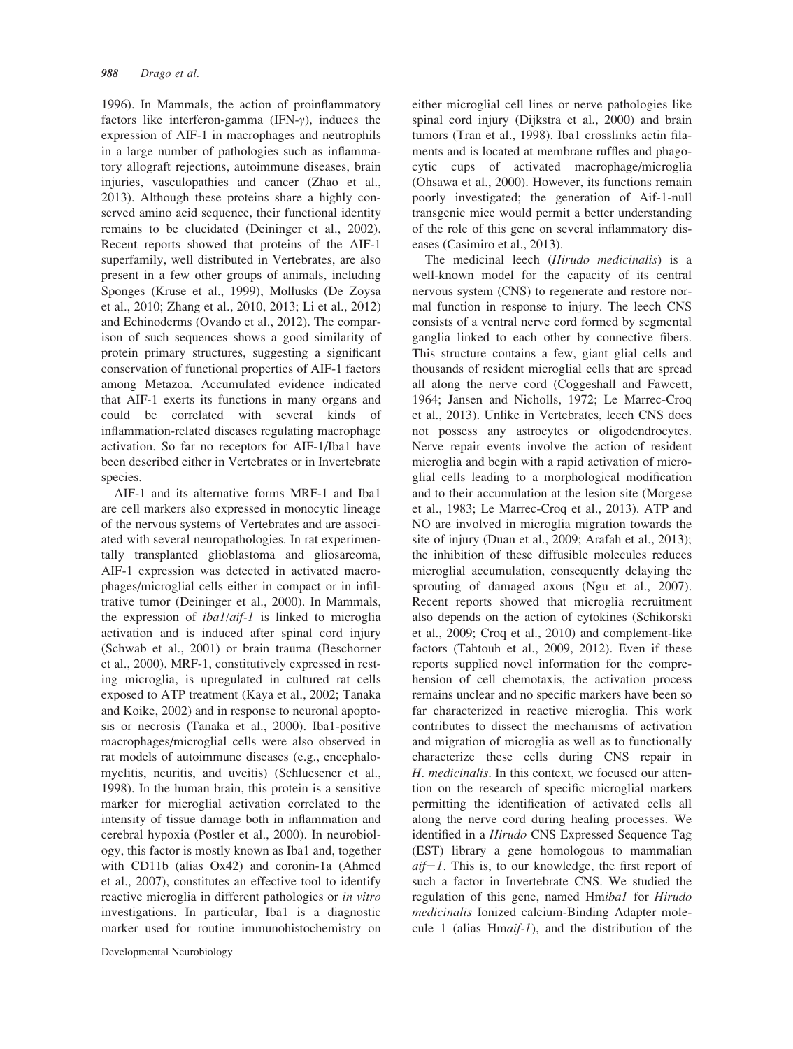1996). In Mammals, the action of proinflammatory factors like interferon-gamma (IFN-$\gamma$), induces the expression of AIF-1 in macrophages and neutrophils in a large number of pathologies such as inflammatory allograft rejections, autoimmune diseases, brain injuries, vasculopathies and cancer (Zhao et al., 2013). Although these proteins share a highly conserved amino acid sequence, their functional identity remains to be elucidated (Deininger et al., 2002). Recent reports showed that proteins of the AIF-1 superfamily, well distributed in Vertebrates, are also present in a few other groups of animals, including Sponges (Kruse et al., 1999), Mollusks (De Zoysa et al., 2010; Zhang et al., 2010, 2013; Li et al., 2012) and Echinoderms (Ovando et al., 2012). The comparison of such sequences shows a good similarity of protein primary structures, suggesting a significant conservation of functional properties of AIF-1 factors among Metazoa. Accumulated evidence indicated that AIF-1 exerts its functions in many organs and could be correlated with several kinds of inflammation-related diseases regulating macrophage activation. So far no receptors for AIF-1/Iba1 have been described either in Vertebrates or in Invertebrate species.

AIF-1 and its alternative forms MRF-1 and Iba1 are cell markers also expressed in monocytic lineage of the nervous systems of Vertebrates and are associated with several neuropathologies. In rat experimentally transplanted glioblastoma and gliosarcoma, AIF-1 expression was detected in activated macrophages/microglial cells either in compact or in infiltrative tumor (Deininger et al., 2000). In Mammals, the expression of *iba1*/*aif-1* is linked to microglia activation and is induced after spinal cord injury (Schwab et al., 2001) or brain trauma (Beschorner et al., 2000). MRF-1, constitutively expressed in resting microglia, is upregulated in cultured rat cells exposed to ATP treatment (Kaya et al., 2002; Tanaka and Koike, 2002) and in response to neuronal apoptosis or necrosis (Tanaka et al., 2000). Iba1-positive macrophages/microglial cells were also observed in rat models of autoimmune diseases (e.g., encephalomyelitis, neuritis, and uveitis) (Schluesener et al., 1998). In the human brain, this protein is a sensitive marker for microglial activation correlated to the intensity of tissue damage both in inflammation and cerebral hypoxia (Postler et al., 2000). In neurobiology, this factor is mostly known as Iba1 and, together with CD11b (alias Ox42) and coronin-1a (Ahmed et al., 2007), constitutes an effective tool to identify reactive microglia in different pathologies or *in vitro* investigations. In particular, Iba1 is a diagnostic marker used for routine immunohistochemistry on either microglial cell lines or nerve pathologies like spinal cord injury (Dijkstra et al., 2000) and brain tumors (Tran et al., 1998). Iba1 crosslinks actin filaments and is located at membrane ruffles and phagocytic cups of activated macrophage/microglia (Ohsawa et al., 2000). However, its functions remain poorly investigated; the generation of Aif-1-null transgenic mice would permit a better understanding of the role of this gene on several inflammatory diseases (Casimiro et al., 2013).

The medicinal leech (*Hirudo medicinalis*) is a well-known model for the capacity of its central nervous system (CNS) to regenerate and restore normal function in response to injury. The leech CNS consists of a ventral nerve cord formed by segmental ganglia linked to each other by connective fibers. This structure contains a few, giant glial cells and thousands of resident microglial cells that are spread all along the nerve cord (Coggeshall and Fawcett, 1964; Jansen and Nicholls, 1972; Le Marrec-Croq et al., 2013). Unlike in Vertebrates, leech CNS does not possess any astrocytes or oligodendrocytes. Nerve repair events involve the action of resident microglia and begin with a rapid activation of microglial cells leading to a morphological modification and to their accumulation at the lesion site (Morgese et al., 1983; Le Marrec-Croq et al., 2013). ATP and NO are involved in microglia migration towards the site of injury (Duan et al., 2009; Arafah et al., 2013); the inhibition of these diffusible molecules reduces microglial accumulation, consequently delaying the sprouting of damaged axons (Ngu et al., 2007). Recent reports showed that microglia recruitment also depends on the action of cytokines (Schikorski et al., 2009; Croq et al., 2010) and complement-like factors (Tahtouh et al., 2009, 2012). Even if these reports supplied novel information for the comprehension of cell chemotaxis, the activation process remains unclear and no specific markers have been so far characterized in reactive microglia. This work contributes to dissect the mechanisms of activation and migration of microglia as well as to functionally characterize these cells during CNS repair in *H. medicinalis*. In this context, we focused our attention on the research of specific microglial markers permitting the identification of activated cells all along the nerve cord during healing processes. We identified in a *Hirudo* CNS Expressed Sequence Tag (EST) library a gene homologous to mammalian *aif−1*. This is, to our knowledge, the first report of such a factor in Invertebrate CNS. We studied the regulation of this gene, named Hm*iba1* for *Hirudo medicinalis* Ionized calcium-Binding Adapter molecule 1 (alias Hm*aif-1*), and the distribution of the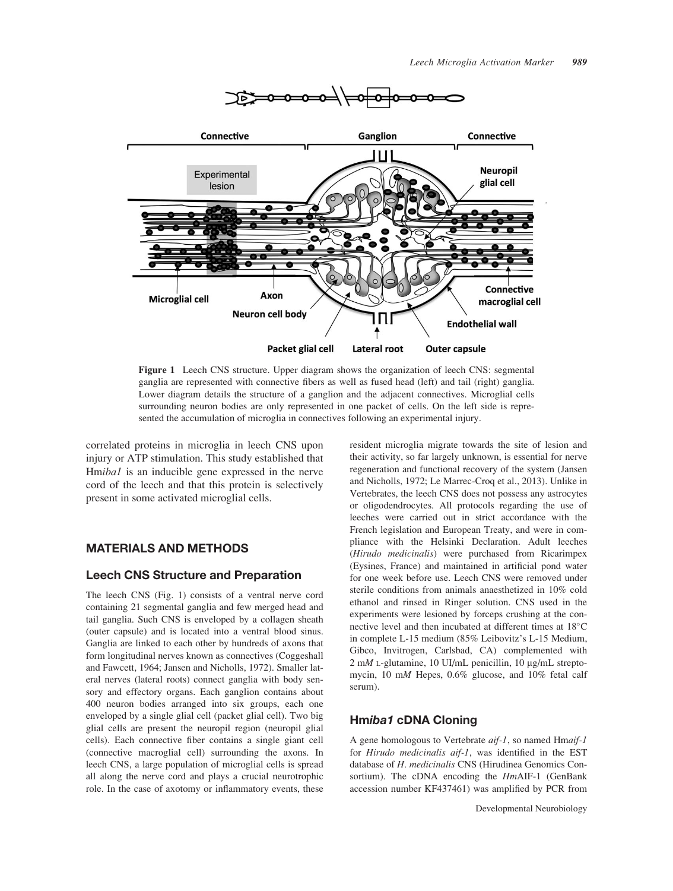**Figure 1** Leech CNS structure. Upper diagram shows the organization of leech CNS: segmental ganglia are represented with connective fibers as well as fused head (left) and tail (right) ganglia. Lower diagram details the structure of a ganglion and the adjacent connectives. Microglial cells surrounding neuron bodies are only represented in one packet of cells. On the left side is represented the accumulation of microglia in connectives following an experimental injury.

correlated proteins in microglia in leech CNS upon injury or ATP stimulation. This study established that Hm*iba1* is an inducible gene expressed in the nerve cord of the leech and that this protein is selectively present in some activated microglial cells.

## MATERIALS AND METHODS

### Leech CNS Structure and Preparation

The leech CNS (Fig. 1) consists of a ventral nerve cord containing 21 segmental ganglia and few merged head and tail ganglia. Such CNS is enveloped by a collagen sheath (outer capsule) and is located into a ventral blood sinus. Ganglia are linked to each other by hundreds of axons that form longitudinal nerves known as connectives (Coggeshall and Fawcett, 1964; Jansen and Nicholls, 1972). Smaller lateral nerves (lateral roots) connect ganglia with body sensory and effectory organs. Each ganglion contains about 400 neuron bodies arranged into six groups, each one enveloped by a single glial cell (packet glial cell). Two big glial cells are present the neuropil region (neuropil glial cells). Each connective fiber contains a single giant cell (connective macroglial cell) surrounding the axons. In leech CNS, a large population of microglial cells is spread all along the nerve cord and plays a crucial neurotrophic role. In the case of axotomy or inflammatory events, these resident microglia migrate towards the site of lesion and their activity, so far largely unknown, is essential for nerve regeneration and functional recovery of the system (Jansen and Nicholls, 1972; Le Marrec-Croq et al., 2013). Unlike in Vertebrates, the leech CNS does not possess any astrocytes or oligodendrocytes. All protocols regarding the use of leeches were carried out in strict accordance with the French legislation and European Treaty, and were in compliance with the Helsinki Declaration. Adult leeches (*Hirudo medicinalis*) were purchased from Ricarimpex (Eysines, France) and maintained in artificial pond water for one week before use. Leech CNS were removed under sterile conditions from animals anaesthetized in 10% cold ethanol and rinsed in Ringer solution. CNS used in the experiments were lesioned by forceps crushing at the connective level and then incubated at different times at 18°C in complete L-15 medium (85% Leibovitz's L-15 Medium, Gibco, Invitrogen, Carlsbad, CA) complemented with 2 m*M* L-glutamine, 10 UI/mL penicillin, 10 µg/mL streptomycin, 10 m*M* Hepes, 0.6% glucose, and 10% fetal calf serum).

### Hm*iba1* cDNA Cloning

A gene homologous to Vertebrate *aif-1*, so named Hm*aif-1* for *Hirudo medicinalis aif-1*, was identified in the EST database of *H. medicinalis* CNS (Hirudinea Genomics Consortium). The cDNA encoding the *Hm*AIF-1 (GenBank accession number KF437461) was amplified by PCR from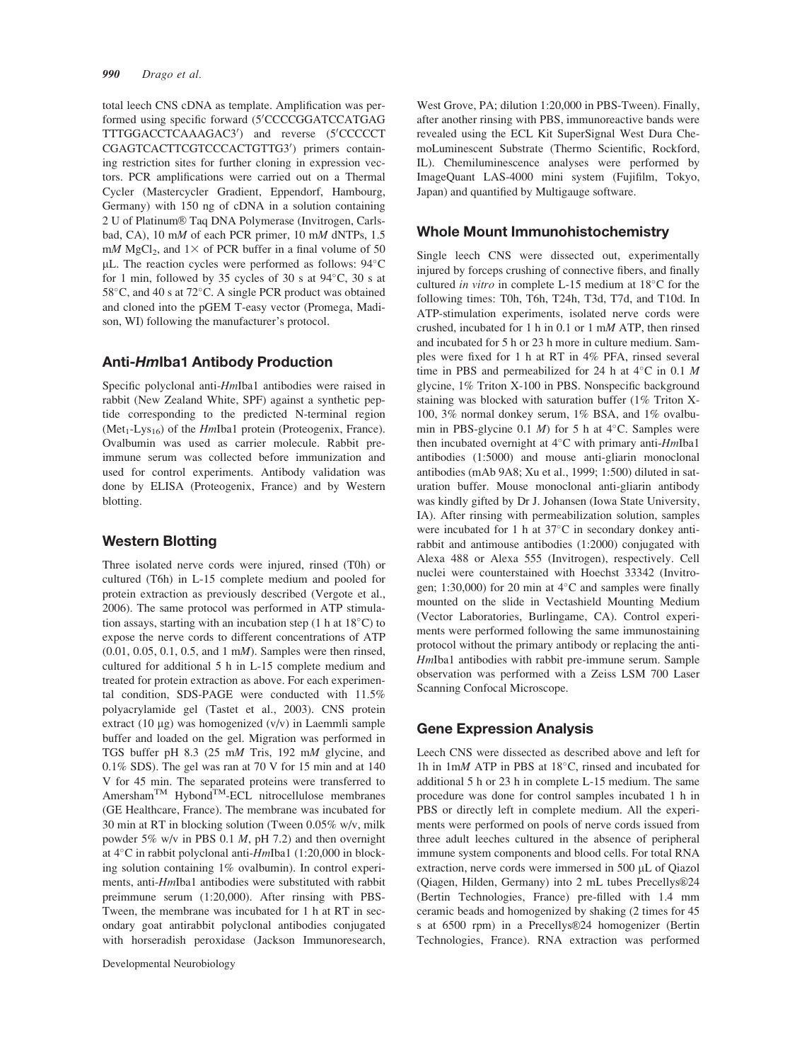total leech CNS cDNA as template. Amplification was performed using specific forward (5′CCCCGGATCCATGAG TTTGGACCTCAAAGAC3′) and reverse (5′CCCCCT CGAGTCACTTCGTCCCACTGTTG3′) primers containing restriction sites for further cloning in expression vectors. PCR amplifications were carried out on a Thermal Cycler (Mastercycler Gradient, Eppendorf, Hambourg, Germany) with 150 ng of cDNA in a solution containing 2 U of Platinum® Taq DNA Polymerase (Invitrogen, Carlsbad, CA), 10 m*M* of each PCR primer, 10 m*M* dNTPs, 1.5 m*M* $MgCl_2$, and 1× of PCR buffer in a final volume of 50 µL. The reaction cycles were performed as follows: 94°C for 1 min, followed by 35 cycles of 30 s at 94°C, 30 s at 58°C, and 40 s at 72°C. A single PCR product was obtained and cloned into the pGEM T-easy vector (Promega, Madison, WI) following the manufacturer's protocol.

## Anti-*Hm*Iba1 Antibody Production

Specific polyclonal anti-*Hm*Iba1 antibodies were raised in rabbit (New Zealand White, SPF) against a synthetic peptide corresponding to the predicted N-terminal region ($Met_1$-$Lys_{16}$) of the *Hm*Iba1 protein (Proteogenix, France). Ovalbumin was used as carrier molecule. Rabbit preimmune serum was collected before immunization and used for control experiments. Antibody validation was done by ELISA (Proteogenix, France) and by Western blotting.

## Western Blotting

Three isolated nerve cords were injured, rinsed (T0h) or cultured (T6h) in L-15 complete medium and pooled for protein extraction as previously described (Vergote et al., 2006). The same protocol was performed in ATP stimulation assays, starting with an incubation step (1 h at 18°C) to expose the nerve cords to different concentrations of ATP (0.01, 0.05, 0.1, 0.5, and 1 m*M*). Samples were then rinsed, cultured for additional 5 h in L-15 complete medium and treated for protein extraction as above. For each experimental condition, SDS-PAGE were conducted with 11.5% polyacrylamide gel (Tastet et al., 2003). CNS protein extract (10 µg) was homogenized (v/v) in Laemmli sample buffer and loaded on the gel. Migration was performed in TGS buffer pH 8.3 (25 m*M* Tris, 192 m*M* glycine, and 0.1% SDS). The gel was ran at 70 V for 15 min and at 140 V for 45 min. The separated proteins were transferred to Amersham™ Hybond™-ECL nitrocellulose membranes (GE Healthcare, France). The membrane was incubated for 30 min at RT in blocking solution (Tween 0.05% w/v, milk powder 5% w/v in PBS 0.1 *M*, pH 7.2) and then overnight at 4°C in rabbit polyclonal anti-*Hm*Iba1 (1:20,000 in blocking solution containing 1% ovalbumin). In control experiments, anti-*Hm*Iba1 antibodies were substituted with rabbit preimmune serum (1:20,000). After rinsing with PBS-Tween, the membrane was incubated for 1 h at RT in secondary goat antirabbit polyclonal antibodies conjugated with horseradish peroxidase (Jackson Immunoresearch, West Grove, PA; dilution 1:20,000 in PBS-Tween). Finally, after another rinsing with PBS, immunoreactive bands were revealed using the ECL Kit SuperSignal West Dura ChemoLuminescent Substrate (Thermo Scientific, Rockford, IL). Chemiluminescence analyses were performed by ImageQuant LAS-4000 mini system (Fujifilm, Tokyo, Japan) and quantified by Multigauge software.

## Whole Mount Immunohistochemistry

Single leech CNS were dissected out, experimentally injured by forceps crushing of connective fibers, and finally cultured *in vitro* in complete L-15 medium at 18°C for the following times: T0h, T6h, T24h, T3d, T7d, and T10d. In ATP-stimulation experiments, isolated nerve cords were crushed, incubated for 1 h in 0.1 or 1 m*M* ATP, then rinsed and incubated for 5 h or 23 h more in culture medium. Samples were fixed for 1 h at RT in 4% PFA, rinsed several time in PBS and permeabilized for 24 h at 4°C in 0.1 *M* glycine, 1% Triton X-100 in PBS. Nonspecific background staining was blocked with saturation buffer (1% Triton X-100, 3% normal donkey serum, 1% BSA, and 1% ovalbumin in PBS-glycine 0.1 *M*) for 5 h at 4°C. Samples were then incubated overnight at 4°C with primary anti-*Hm*Iba1 antibodies (1:5000) and mouse anti-gliarin monoclonal antibodies (mAb 9A8; Xu et al., 1999; 1:500) diluted in saturation buffer. Mouse monoclonal anti-gliarin antibody was kindly gifted by Dr J. Johansen (Iowa State University, IA). After rinsing with permeabilization solution, samples were incubated for 1 h at 37°C in secondary donkey anti-rabbit and antimouse antibodies (1:2000) conjugated with Alexa 488 or Alexa 555 (Invitrogen), respectively. Cell nuclei were counterstained with Hoechst 33342 (Invitrogen; 1:30,000) for 20 min at 4°C and samples were finally mounted on the slide in Vectashield Mounting Medium (Vector Laboratories, Burlingame, CA). Control experiments were performed following the same immunostaining protocol without the primary antibody or replacing the anti-*Hm*Iba1 antibodies with rabbit pre-immune serum. Sample observation was performed with a Zeiss LSM 700 Laser Scanning Confocal Microscope.

## Gene Expression Analysis

Leech CNS were dissected as described above and left for 1h in 1m*M* ATP in PBS at 18°C, rinsed and incubated for additional 5 h or 23 h in complete L-15 medium. The same procedure was done for control samples incubated 1 h in PBS or directly left in complete medium. All the experiments were performed on pools of nerve cords issued from three adult leeches cultured in the absence of peripheral immune system components and blood cells. For total RNA extraction, nerve cords were immersed in 500 µL of Qiazol (Qiagen, Hilden, Germany) into 2 mL tubes Precellys®24 (Bertin Technologies, France) pre-filled with 1.4 mm ceramic beads and homogenized by shaking (2 times for 45 s at 6500 rpm) in a Precellys®24 homogenizer (Bertin Technologies, France). RNA extraction was performed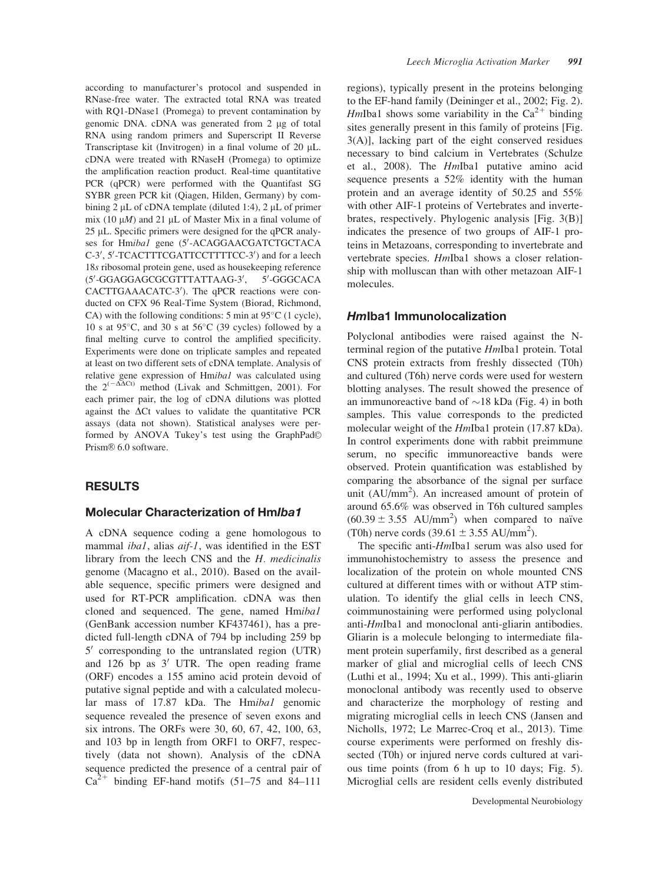according to manufacturer's protocol and suspended in RNase-free water. The extracted total RNA was treated with RQ1-DNase1 (Promega) to prevent contamination by genomic DNA. cDNA was generated from 2 μg of total RNA using random primers and Superscript II Reverse Transcriptase kit (Invitrogen) in a final volume of 20 μL. cDNA were treated with RNaseH (Promega) to optimize the amplification reaction product. Real-time quantitative PCR (qPCR) were performed with the Quantifast SG SYBR green PCR kit (Qiagen, Hilden, Germany) by combining 2 μL of cDNA template (diluted 1:4), 2 μL of primer mix (10 μ*M*) and 21 μL of Master Mix in a final volume of 25 μL. Specific primers were designed for the qPCR analyses for Hm*iba1* gene (5′-ACAGGAACGATCTGCTACAC-3′, 5′-TCACTTTCGATTCCTTTTCC-3′) and for a leech 18*s* ribosomal protein gene, used as housekeeping reference (5′-GGAGGAGCGCGTTTATTAAG-3′, 5′-GGGCACACACTTGAAACATC-3′). The qPCR reactions were conducted on CFX 96 Real-Time System (Biorad, Richmond, CA) with the following conditions: 5 min at 95°C (1 cycle), 10 s at 95°C, and 30 s at 56°C (39 cycles) followed by a final melting curve to control the amplified specificity. Experiments were done on triplicate samples and repeated at least on two different sets of cDNA template. Analysis of relative gene expression of Hm*iba1* was calculated using the $2^{(-\Delta\Delta Ct)}$ method (Livak and Schmittgen, 2001). For each primer pair, the log of cDNA dilutions was plotted against the $\Delta$Ct values to validate the quantitative PCR assays (data not shown). Statistical analyses were performed by ANOVA Tukey's test using the GraphPad© Prism® 6.0 software.

## RESULTS

### Molecular Characterization of Hm*Iba1*

A cDNA sequence coding a gene homologous to mammal *iba1*, alias *aif-1*, was identified in the EST library from the leech CNS and the *H. medicinalis* genome (Macagno et al., 2010). Based on the available sequence, specific primers were designed and used for RT-PCR amplification. cDNA was then cloned and sequenced. The gene, named Hm*iba1* (GenBank accession number KF437461), has a predicted full-length cDNA of 794 bp including 259 bp 5′ corresponding to the untranslated region (UTR) and 126 bp as 3′ UTR. The open reading frame (ORF) encodes a 155 amino acid protein devoid of putative signal peptide and with a calculated molecular mass of 17.87 kDa. The Hm*iba1* genomic sequence revealed the presence of seven exons and six introns. The ORFs were 30, 60, 67, 42, 100, 63, and 103 bp in length from ORF1 to ORF7, respectively (data not shown). Analysis of the cDNA sequence predicted the presence of a central pair of $Ca^{2+}$ binding EF-hand motifs (51–75 and 84–111 regions), typically present in the proteins belonging to the EF-hand family (Deininger et al., 2002; Fig. 2). *Hm*Iba1 shows some variability in the $Ca^{2+}$ binding sites generally present in this family of proteins [Fig. 3(A)], lacking part of the eight conserved residues necessary to bind calcium in Vertebrates (Schulze et al., 2008). The *Hm*Iba1 putative amino acid sequence presents a 52% identity with the human protein and an average identity of 50.25 and 55% with other AIF-1 proteins of Vertebrates and invertebrates, respectively. Phylogenic analysis [Fig. 3(B)] indicates the presence of two groups of AIF-1 proteins in Metazoans, corresponding to invertebrate and vertebrate species. *Hm*Iba1 shows a closer relationship with molluscan than with other metazoan AIF-1 molecules.

### *Hm*Iba1 Immunolocalization

Polyclonal antibodies were raised against the N-terminal region of the putative *Hm*Iba1 protein. Total CNS protein extracts from freshly dissected (T0h) and cultured (T6h) nerve cords were used for western blotting analyses. The result showed the presence of an immunoreactive band of ~18 kDa (Fig. 4) in both samples. This value corresponds to the predicted molecular weight of the *Hm*Iba1 protein (17.87 kDa). In control experiments done with rabbit preimmune serum, no specific immunoreactive bands were observed. Protein quantification was established by comparing the absorbance of the signal per surface unit (AU/mm$^2$). An increased amount of protein of around 65.6% was observed in T6h cultured samples ($60.39 \pm 3.55$ AU/mm$^2$) when compared to naïve (T0h) nerve cords ($39.61 \pm 3.55$ AU/mm$^2$).

The specific anti-*Hm*Iba1 serum was also used for immunohistochemistry to assess the presence and localization of the protein on whole mounted CNS cultured at different times with or without ATP stimulation. To identify the glial cells in leech CNS, coimmunostaining were performed using polyclonal anti-*Hm*Iba1 and monoclonal anti-gliarin antibodies. Gliarin is a molecule belonging to intermediate filament protein superfamily, first described as a general marker of glial and microglial cells of leech CNS (Luthi et al., 1994; Xu et al., 1999). This anti-gliarin monoclonal antibody was recently used to observe and characterize the morphology of resting and migrating microglial cells in leech CNS (Jansen and Nicholls, 1972; Le Marrec-Croq et al., 2013). Time course experiments were performed on freshly dissected (T0h) or injured nerve cords cultured at various time points (from 6 h up to 10 days; Fig. 5). Microglial cells are resident cells evenly distributed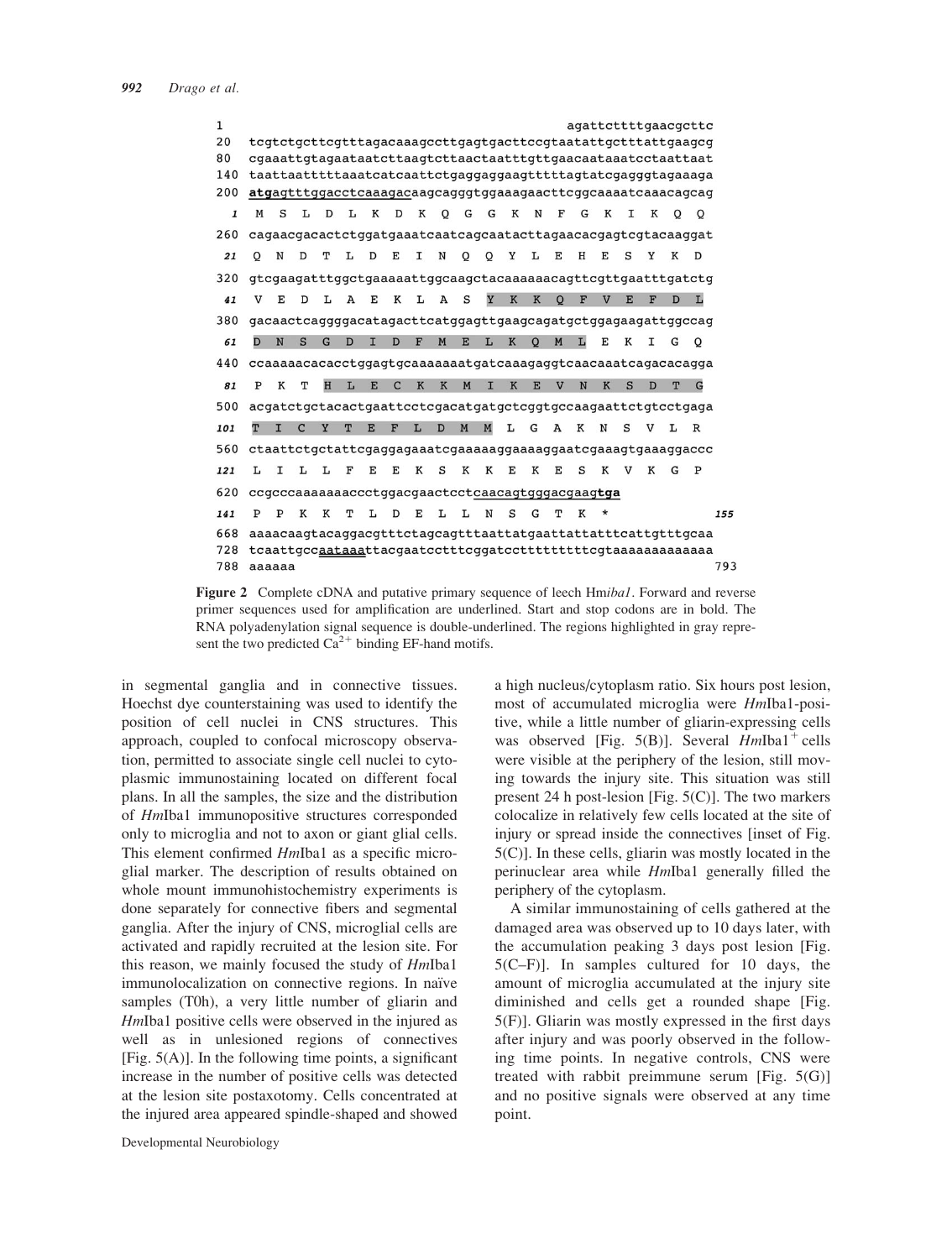```
1                                                    agattcttttgaacgcttc
20   tcgtctgcttcgtttagacaaagccttgagtgacttccgtaatattgctttattgaagcg
80   cgaaattgtagaataatcttaagtcttaactaatttgttgaacaataaatcctaattaat
140  taattaatttttaaatcatcaattctgaggaggaagtttttagtatcgagggtagaaaga
200  atgagtttggacctcaaagacaagcagggtggaaagaacttcggcaaaatcaaacagcag
  1  M  S  L  D  L  K  D  K  Q  G  G  K  N  F  G  K  I  K  Q  Q
260  cagaacgacactctggatgaaatcaatcagcaatacttagaacacgagtcgtacaaggat
 21  Q  N  D  T  L  D  E  I  N  Q  Q  Y  L  E  H  E  S  Y  K  D
320  gtcgaagatttggctgaaaaattggcaagctacaaaaaacagttcgttgaatttgatctg
 41  V  E  D  L  A  E  K  L  A  S  Y  K  K  Q  F  V  E  F  D  L
380  gacaactcaggggacatagacttcatggagttgaagcagatgctggagaagattggccag
 61  D  N  S  G  D  I  D  F  M  E  L  K  Q  M  L  E  K  I  G  Q
440  ccaaaaacacacctggagtgcaaaaaaatgatcaaagaggtcaacaaatcagacacagga
 81  P  K  T  H  L  E  C  K  K  M  I  K  E  V  N  K  S  D  T  G
500  acgatctgctacactgaattcctcgacatgatgctcggtgccaagaattctgtcctgaga
101  T  I  C  Y  T  E  F  L  D  M  M  L  G  A  K  N  S  V  L  R
560  ctaattctgctattcgaggagaaatcgaaaaaggaaaaggaatcgaaagtgaaaggaccc
121  L  I  L  L  F  E  E  K  S  K  K  E  K  E  S  K  V  K  G  P
620  ccgcccaaaaaaaccctggacgaactcctcaacagtgggacgaagtga
141  P  P  K  K  T  L  D  E  L  L  N  S  G  T  K  *                 155
668  aaaacaagtacaggacgtttctagcagtttaattatgaattattatttcattgtttgcaa
728  tcaattgccaataaattacgaatcctttcggatcctttttttttcgtaaaaaaaaaaaaa
788  aaaaaa                                                       793
```

**Figure 2** Complete cDNA and putative primary sequence of leech Hm*iba1*. Forward and reverse primer sequences used for amplification are underlined. Start and stop codons are in bold. The RNA polyadenylation signal sequence is double-underlined. The regions highlighted in gray represent the two predicted $Ca^{2+}$ binding EF-hand motifs.

in segmental ganglia and in connective tissues. Hoechst dye counterstaining was used to identify the position of cell nuclei in CNS structures. This approach, coupled to confocal microscopy observation, permitted to associate single cell nuclei to cytoplasmic immunostaining located on different focal plans. In all the samples, the size and the distribution of *Hm*Iba1 immunopositive structures corresponded only to microglia and not to axon or giant glial cells. This element confirmed *Hm*Iba1 as a specific microglial marker. The description of results obtained on whole mount immunohistochemistry experiments is done separately for connective fibers and segmental ganglia. After the injury of CNS, microglial cells are activated and rapidly recruited at the lesion site. For this reason, we mainly focused the study of *Hm*Iba1 immunolocalization on connective regions. In naïve samples (T0h), a very little number of gliarin and *Hm*Iba1 positive cells were observed in the injured as well as in unlesioned regions of connectives [Fig. 5(A)]. In the following time points, a significant increase in the number of positive cells was detected at the lesion site postaxotomy. Cells concentrated at the injured area appeared spindle-shaped and showed a high nucleus/cytoplasm ratio. Six hours post lesion, most of accumulated microglia were *Hm*Iba1-positive, while a little number of gliarin-expressing cells was observed [Fig. 5(B)]. Several *Hm*Iba1$^+$ cells were visible at the periphery of the lesion, still moving towards the injury site. This situation was still present 24 h post-lesion [Fig. 5(C)]. The two markers colocalize in relatively few cells located at the site of injury or spread inside the connectives [inset of Fig. 5(C)]. In these cells, gliarin was mostly located in the perinuclear area while *Hm*Iba1 generally filled the periphery of the cytoplasm.

A similar immunostaining of cells gathered at the damaged area was observed up to 10 days later, with the accumulation peaking 3 days post lesion [Fig. 5(C–F)]. In samples cultured for 10 days, the amount of microglia accumulated at the injury site diminished and cells get a rounded shape [Fig. 5(F)]. Gliarin was mostly expressed in the first days after injury and was poorly observed in the following time points. In negative controls, CNS were treated with rabbit preimmune serum [Fig. 5(G)] and no positive signals were observed at any time point.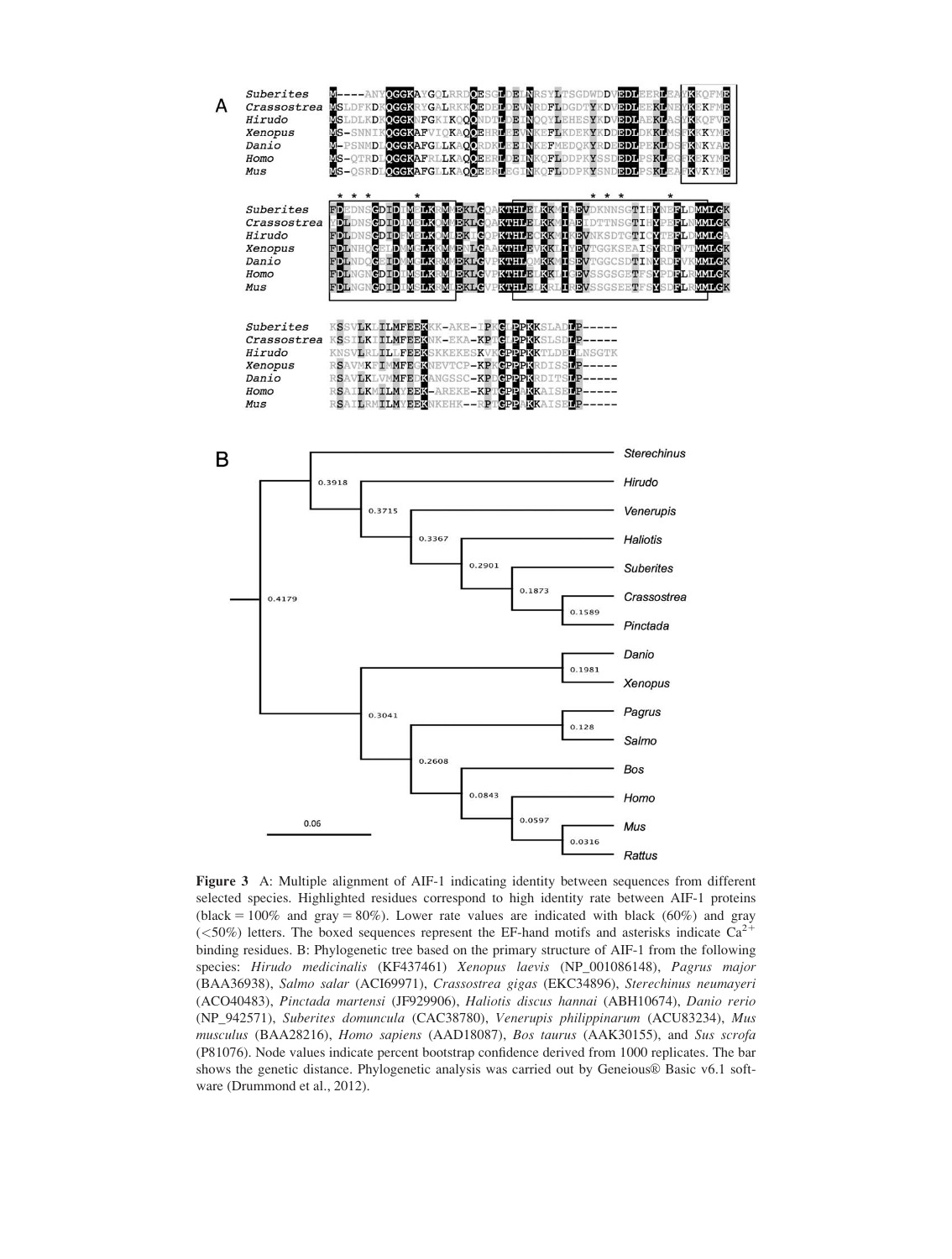**Figure 3** A: Multiple alignment of AIF-1 indicating identity between sequences from different selected species. Highlighted residues correspond to high identity rate between AIF-1 proteins (black = 100% and gray = 80%). Lower rate values are indicated with black (60%) and gray (<50%) letters. The boxed sequences represent the EF-hand motifs and asterisks indicate $Ca^{2+}$ binding residues. B: Phylogenetic tree based on the primary structure of AIF-1 from the following species: *Hirudo medicinalis* (KF437461) *Xenopus laevis* (NP_001086148), *Pagrus major* (BAA36938), *Salmo salar* (ACI69971), *Crassostrea gigas* (EKC34896), *Sterechinus neumayeri* (ACO40483), *Pinctada martensi* (JF929906), *Haliotis discus hannai* (ABH10674), *Danio rerio* (NP_942571), *Suberites domuncula* (CAC38780), *Venerupis philippinarum* (ACU83234), *Mus musculus* (BAA28216), *Homo sapiens* (AAD18087), *Bos taurus* (AAK30155), and *Sus scrofa* (P81076). Node values indicate percent bootstrap confidence derived from 1000 replicates. The bar shows the genetic distance. Phylogenetic analysis was carried out by Geneious® Basic v6.1 software (Drummond et al., 2012).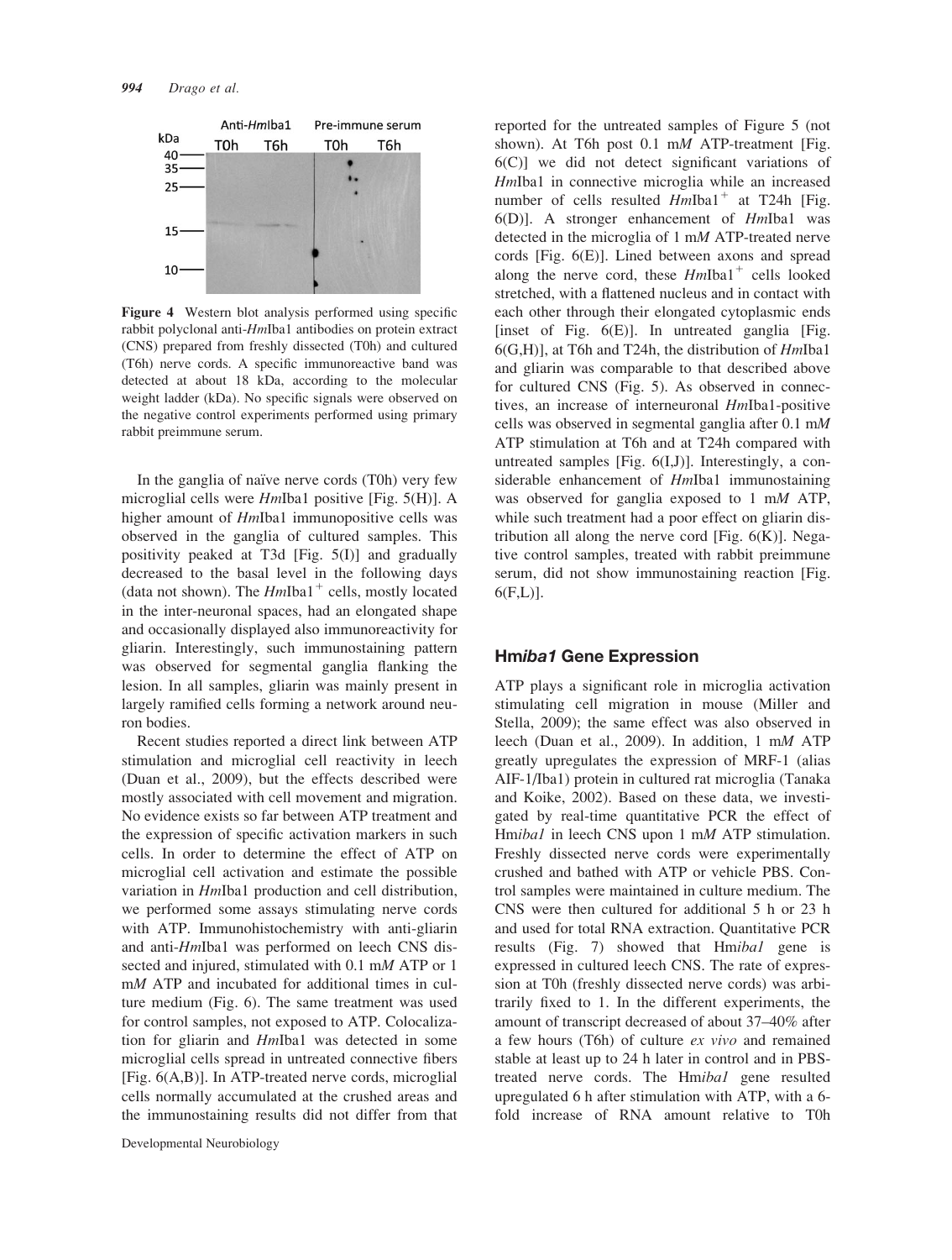Figure 4 Western blot analysis performed using specific rabbit polyclonal anti-*Hm*Iba1 antibodies on protein extract (CNS) prepared from freshly dissected (T0h) and cultured (T6h) nerve cords. A specific immunoreactive band was detected at about 18 kDa, according to the molecular weight ladder (kDa). No specific signals were observed on the negative control experiments performed using primary rabbit preimmune serum.

In the ganglia of naïve nerve cords (T0h) very few microglial cells were *Hm*Iba1 positive [Fig. 5(H)]. A higher amount of *Hm*Iba1 immunopositive cells was observed in the ganglia of cultured samples. This positivity peaked at T3d [Fig. 5(I)] and gradually decreased to the basal level in the following days (data not shown). The *Hm*Iba1$^+$ cells, mostly located in the inter-neuronal spaces, had an elongated shape and occasionally displayed also immunoreactivity for gliarin. Interestingly, such immunostaining pattern was observed for segmental ganglia flanking the lesion. In all samples, gliarin was mainly present in largely ramified cells forming a network around neuron bodies.

Recent studies reported a direct link between ATP stimulation and microglial cell reactivity in leech (Duan et al., 2009), but the effects described were mostly associated with cell movement and migration. No evidence exists so far between ATP treatment and the expression of specific activation markers in such cells. In order to determine the effect of ATP on microglial cell activation and estimate the possible variation in *Hm*Iba1 production and cell distribution, we performed some assays stimulating nerve cords with ATP. Immunohistochemistry with anti-gliarin and anti-*Hm*Iba1 was performed on leech CNS dissected and injured, stimulated with 0.1 m*M* ATP or 1 m*M* ATP and incubated for additional times in culture medium (Fig. 6). The same treatment was used for control samples, not exposed to ATP. Colocalization for gliarin and *Hm*Iba1 was detected in some microglial cells spread in untreated connective fibers [Fig. 6(A,B)]. In ATP-treated nerve cords, microglial cells normally accumulated at the crushed areas and the immunostaining results did not differ from that reported for the untreated samples of Figure 5 (not shown). At T6h post 0.1 m*M* ATP-treatment [Fig. 6(C)] we did not detect significant variations of *Hm*Iba1 in connective microglia while an increased number of cells resulted *Hm*Iba1$^+$ at T24h [Fig. 6(D)]. A stronger enhancement of *Hm*Iba1 was detected in the microglia of 1 m*M* ATP-treated nerve cords [Fig. 6(E)]. Lined between axons and spread along the nerve cord, these *Hm*Iba1$^+$ cells looked stretched, with a flattened nucleus and in contact with each other through their elongated cytoplasmic ends [inset of Fig. 6(E)]. In untreated ganglia [Fig. 6(G,H)], at T6h and T24h, the distribution of *Hm*Iba1 and gliarin was comparable to that described above for cultured CNS (Fig. 5). As observed in connectives, an increase of interneuronal *Hm*Iba1-positive cells was observed in segmental ganglia after 0.1 m*M* ATP stimulation at T6h and at T24h compared with untreated samples [Fig. 6(I,J)]. Interestingly, a considerable enhancement of *Hm*Iba1 immunostaining was observed for ganglia exposed to 1 m*M* ATP, while such treatment had a poor effect on gliarin distribution all along the nerve cord [Fig. 6(K)]. Negative control samples, treated with rabbit preimmune serum, did not show immunostaining reaction [Fig. 6(F,L)].

## Hm*iba1* Gene Expression

ATP plays a significant role in microglia activation stimulating cell migration in mouse (Miller and Stella, 2009); the same effect was also observed in leech (Duan et al., 2009). In addition, 1 m*M* ATP greatly upregulates the expression of MRF-1 (alias AIF-1/Iba1) protein in cultured rat microglia (Tanaka and Koike, 2002). Based on these data, we investigated by real-time quantitative PCR the effect of Hm*iba1* in leech CNS upon 1 m*M* ATP stimulation. Freshly dissected nerve cords were experimentally crushed and bathed with ATP or vehicle PBS. Control samples were maintained in culture medium. The CNS were then cultured for additional 5 h or 23 h and used for total RNA extraction. Quantitative PCR results (Fig. 7) showed that Hm*iba1* gene is expressed in cultured leech CNS. The rate of expression at T0h (freshly dissected nerve cords) was arbitrarily fixed to 1. In the different experiments, the amount of transcript decreased of about 37–40% after a few hours (T6h) of culture *ex vivo* and remained stable at least up to 24 h later in control and in PBS-treated nerve cords. The Hm*iba1* gene resulted upregulated 6 h after stimulation with ATP, with a 6-fold increase of RNA amount relative to T0h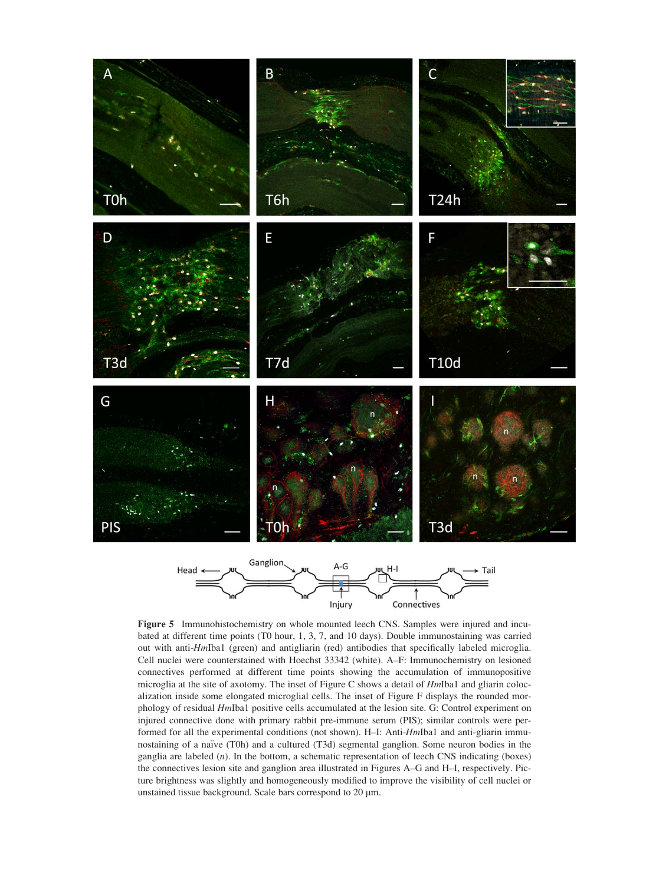**Figure 5** Immunohistochemistry on whole mounted leech CNS. Samples were injured and incubated at different time points (T0 hour, 1, 3, 7, and 10 days). Double immunostaining was carried out with anti-*Hm*Iba1 (green) and antigliarin (red) antibodies that specifically labeled microglia. Cell nuclei were counterstained with Hoechst 33342 (white). A–F: Immunochemistry on lesioned connectives performed at different time points showing the accumulation of immunopositive microglia at the site of axotomy. The inset of Figure C shows a detail of *Hm*Iba1 and gliarin colocalization inside some elongated microglial cells. The inset of Figure F displays the rounded morphology of residual *Hm*Iba1 positive cells accumulated at the lesion site. G: Control experiment on injured connective done with primary rabbit pre-immune serum (PIS); similar controls were performed for all the experimental conditions (not shown). H–I: Anti-*Hm*Iba1 and anti-gliarin immunostaining of a naïve (T0h) and a cultured (T3d) segmental ganglion. Some neuron bodies in the ganglia are labeled (*n*). In the bottom, a schematic representation of leech CNS indicating (boxes) the connectives lesion site and ganglion area illustrated in Figures A–G and H–I, respectively. Picture brightness was slightly and homogeneously modified to improve the visibility of cell nuclei or unstained tissue background. Scale bars correspond to 20 μm.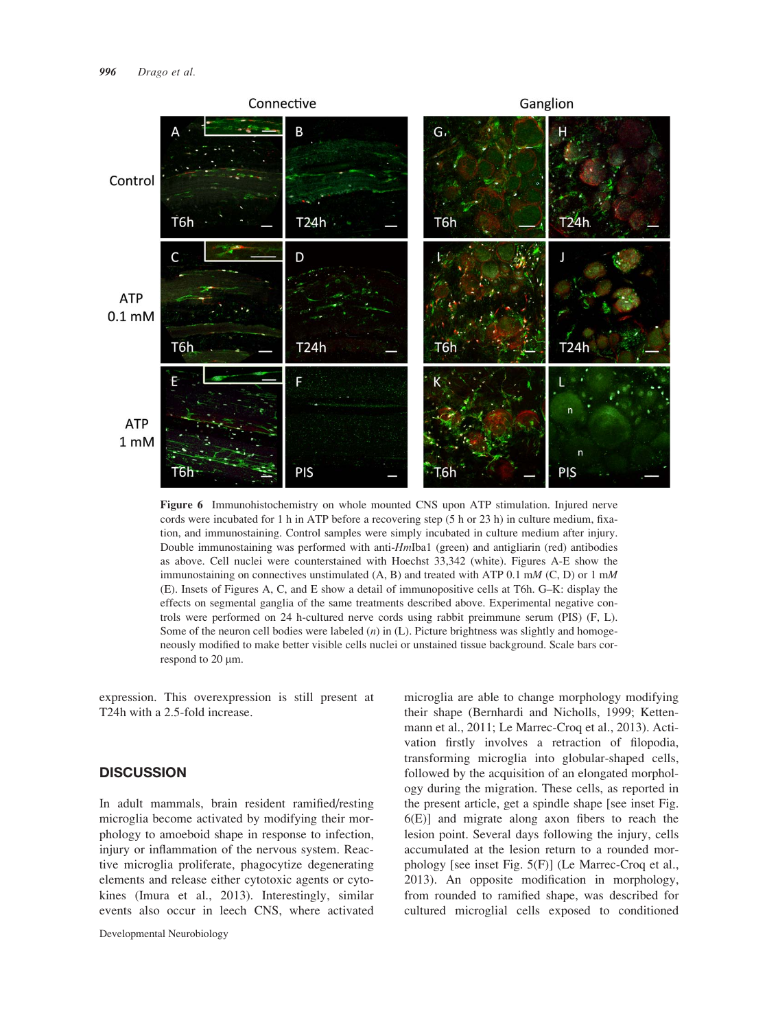**Figure 6** Immunohistochemistry on whole mounted CNS upon ATP stimulation. Injured nerve cords were incubated for 1 h in ATP before a recovering step (5 h or 23 h) in culture medium, fixation, and immunostaining. Control samples were simply incubated in culture medium after injury. Double immunostaining was performed with anti-*Hm*Iba1 (green) and antigliarin (red) antibodies as above. Cell nuclei were counterstained with Hoechst 33,342 (white). Figures A-E show the immunostaining on connectives unstimulated (A, B) and treated with ATP 0.1 m*M* (C, D) or 1 m*M* (E). Insets of Figures A, C, and E show a detail of immunopositive cells at T6h. G–K: display the effects on segmental ganglia of the same treatments described above. Experimental negative controls were performed on 24 h-cultured nerve cords using rabbit preimmune serum (PIS) (F, L). Some of the neuron cell bodies were labeled (*n*) in (L). Picture brightness was slightly and homogeneously modified to make better visible cells nuclei or unstained tissue background. Scale bars correspond to 20 μm.

expression. This overexpression is still present at T24h with a 2.5-fold increase.

## DISCUSSION

In adult mammals, brain resident ramified/resting microglia become activated by modifying their morphology to amoeboid shape in response to infection, injury or inflammation of the nervous system. Reactive microglia proliferate, phagocytize degenerating elements and release either cytotoxic agents or cytokines (Imura et al., 2013). Interestingly, similar events also occur in leech CNS, where activated microglia are able to change morphology modifying their shape (Bernhardi and Nicholls, 1999; Kettenmann et al., 2011; Le Marrec-Croq et al., 2013). Activation firstly involves a retraction of filopodia, transforming microglia into globular-shaped cells, followed by the acquisition of an elongated morphology during the migration. These cells, as reported in the present article, get a spindle shape [see inset Fig. 6(E)] and migrate along axon fibers to reach the lesion point. Several days following the injury, cells accumulated at the lesion return to a rounded morphology [see inset Fig. 5(F)] (Le Marrec-Croq et al., 2013). An opposite modification in morphology, from rounded to ramified shape, was described for cultured microglial cells exposed to conditioned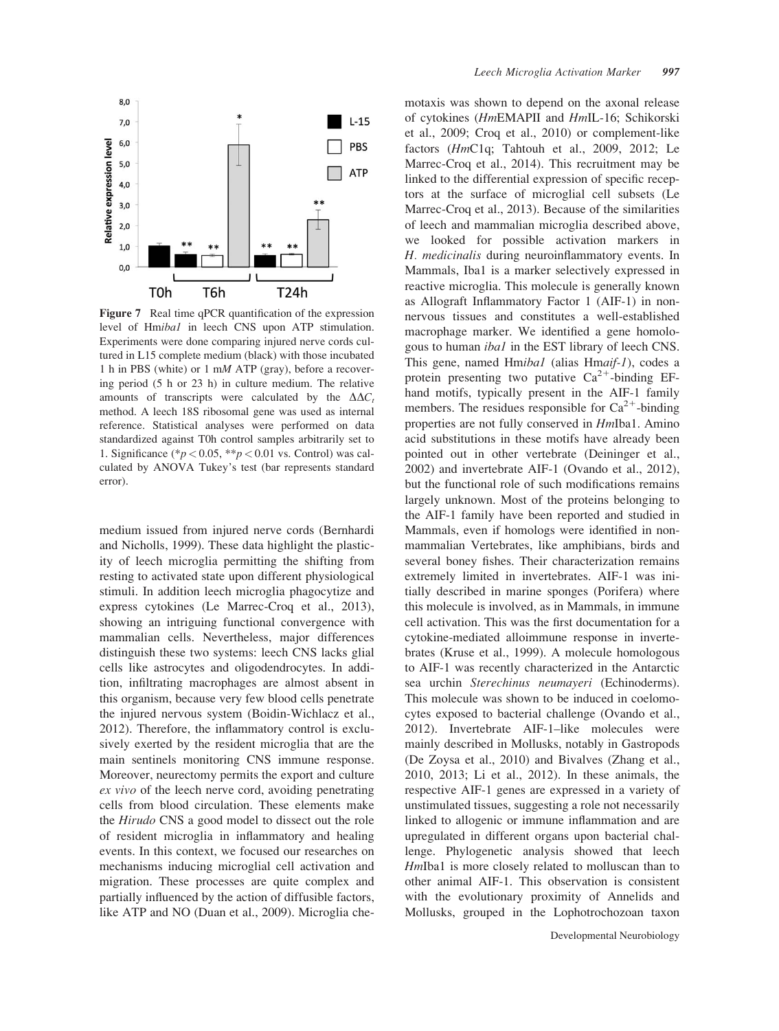**Figure 7** Real time qPCR quantification of the expression level of Hm*iba1* in leech CNS upon ATP stimulation. Experiments were done comparing injured nerve cords cultured in L15 complete medium (black) with those incubated 1 h in PBS (white) or 1 m*M* ATP (gray), before a recovering period (5 h or 23 h) in culture medium. The relative amounts of transcripts were calculated by the $\Delta\Delta C_t$ method. A leech 18S ribosomal gene was used as internal reference. Statistical analyses were performed on data standardized against T0h control samples arbitrarily set to 1. Significance ($*p < 0.05$, $**p < 0.01$ vs. Control) was calculated by ANOVA Tukey's test (bar represents standard error).

medium issued from injured nerve cords (Bernhardi and Nicholls, 1999). These data highlight the plasticity of leech microglia permitting the shifting from resting to activated state upon different physiological stimuli. In addition leech microglia phagocytize and express cytokines (Le Marrec-Croq et al., 2013), showing an intriguing functional convergence with mammalian cells. Nevertheless, major differences distinguish these two systems: leech CNS lacks glial cells like astrocytes and oligodendrocytes. In addition, infiltrating macrophages are almost absent in this organism, because very few blood cells penetrate the injured nervous system (Boidin-Wichlacz et al., 2012). Therefore, the inflammatory control is exclusively exerted by the resident microglia that are the main sentinels monitoring CNS immune response. Moreover, neurectomy permits the export and culture *ex vivo* of the leech nerve cord, avoiding penetrating cells from blood circulation. These elements make the *Hirudo* CNS a good model to dissect out the role of resident microglia in inflammatory and healing events. In this context, we focused our researches on mechanisms inducing microglial cell activation and migration. These processes are quite complex and partially influenced by the action of diffusible factors, like ATP and NO (Duan et al., 2009). Microglia chemotaxis was shown to depend on the axonal release of cytokines (*Hm*EMAPII and *Hm*IL-16; Schikorski et al., 2009; Croq et al., 2010) or complement-like factors (*Hm*C1q; Tahtouh et al., 2009, 2012; Le Marrec-Croq et al., 2014). This recruitment may be linked to the differential expression of specific receptors at the surface of microglial cell subsets (Le Marrec-Croq et al., 2013). Because of the similarities of leech and mammalian microglia described above, we looked for possible activation markers in *H. medicinalis* during neuroinflammatory events. In Mammals, Iba1 is a marker selectively expressed in reactive microglia. This molecule is generally known as Allograft Inflammatory Factor 1 (AIF-1) in nonnervous tissues and constitutes a well-established macrophage marker. We identified a gene homologous to human *iba1* in the EST library of leech CNS. This gene, named Hm*iba1* (alias Hm*aif-1*), codes a protein presenting two putative $Ca^{2+}$-binding EF-hand motifs, typically present in the AIF-1 family members. The residues responsible for $Ca^{2+}$-binding properties are not fully conserved in *Hm*Iba1. Amino acid substitutions in these motifs have already been pointed out in other vertebrate (Deininger et al., 2002) and invertebrate AIF-1 (Ovando et al., 2012), but the functional role of such modifications remains largely unknown. Most of the proteins belonging to the AIF-1 family have been reported and studied in Mammals, even if homologs were identified in nonmammalian Vertebrates, like amphibians, birds and several boney fishes. Their characterization remains extremely limited in invertebrates. AIF-1 was initially described in marine sponges (Porifera) where this molecule is involved, as in Mammals, in immune cell activation. This was the first documentation for a cytokine-mediated alloimmune response in invertebrates (Kruse et al., 1999). A molecule homologous to AIF-1 was recently characterized in the Antarctic sea urchin *Sterechinus neumayeri* (Echinoderms). This molecule was shown to be induced in coelomocytes exposed to bacterial challenge (Ovando et al., 2012). Invertebrate AIF-1–like molecules were mainly described in Mollusks, notably in Gastropods (De Zoysa et al., 2010) and Bivalves (Zhang et al., 2010, 2013; Li et al., 2012). In these animals, the respective AIF-1 genes are expressed in a variety of unstimulated tissues, suggesting a role not necessarily linked to allogenic or immune inflammation and are upregulated in different organs upon bacterial challenge. Phylogenetic analysis showed that leech *Hm*Iba1 is more closely related to molluscan than to other animal AIF-1. This observation is consistent with the evolutionary proximity of Annelids and Mollusks, grouped in the Lophotrochozoan taxon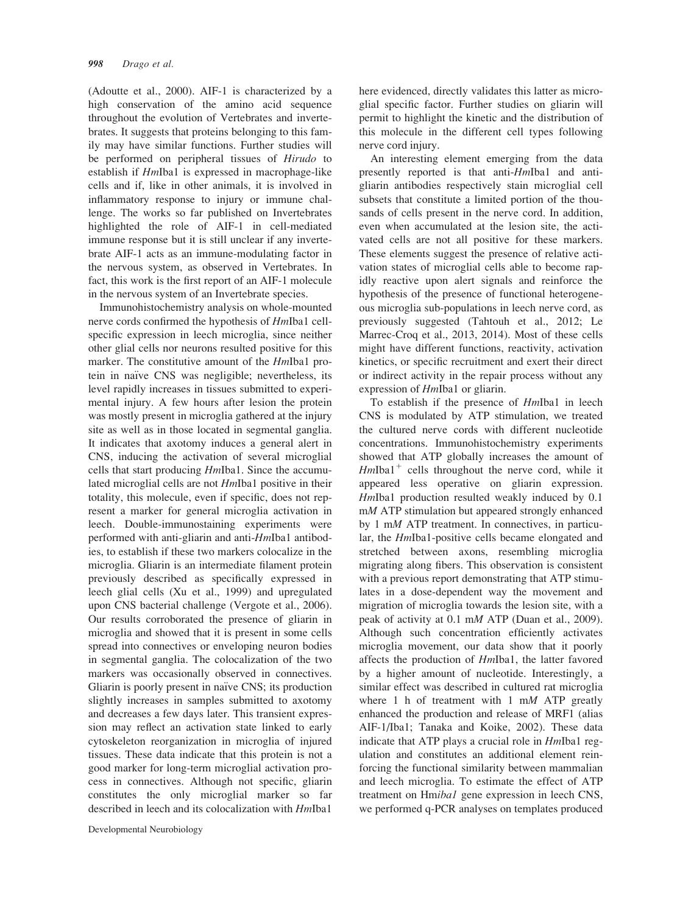(Adoutte et al., 2000). AIF-1 is characterized by a high conservation of the amino acid sequence throughout the evolution of Vertebrates and invertebrates. It suggests that proteins belonging to this family may have similar functions. Further studies will be performed on peripheral tissues of *Hirudo* to establish if *Hm*Iba1 is expressed in macrophage-like cells and if, like in other animals, it is involved in inflammatory response to injury or immune challenge. The works so far published on Invertebrates highlighted the role of AIF-1 in cell-mediated immune response but it is still unclear if any invertebrate AIF-1 acts as an immune-modulating factor in the nervous system, as observed in Vertebrates. In fact, this work is the first report of an AIF-1 molecule in the nervous system of an Invertebrate species.

Immunohistochemistry analysis on whole-mounted nerve cords confirmed the hypothesis of *Hm*Iba1 cell-specific expression in leech microglia, since neither other glial cells nor neurons resulted positive for this marker. The constitutive amount of the *Hm*Iba1 protein in naïve CNS was negligible; nevertheless, its level rapidly increases in tissues submitted to experimental injury. A few hours after lesion the protein was mostly present in microglia gathered at the injury site as well as in those located in segmental ganglia. It indicates that axotomy induces a general alert in CNS, inducing the activation of several microglial cells that start producing *Hm*Iba1. Since the accumulated microglial cells are not *Hm*Iba1 positive in their totality, this molecule, even if specific, does not represent a marker for general microglia activation in leech. Double-immunostaining experiments were performed with anti-gliarin and anti-*Hm*Iba1 antibodies, to establish if these two markers colocalize in the microglia. Gliarin is an intermediate filament protein previously described as specifically expressed in leech glial cells (Xu et al., 1999) and upregulated upon CNS bacterial challenge (Vergote et al., 2006). Our results corroborated the presence of gliarin in microglia and showed that it is present in some cells spread into connectives or enveloping neuron bodies in segmental ganglia. The colocalization of the two markers was occasionally observed in connectives. Gliarin is poorly present in naïve CNS; its production slightly increases in samples submitted to axotomy and decreases a few days later. This transient expression may reflect an activation state linked to early cytoskeleton reorganization in microglia of injured tissues. These data indicate that this protein is not a good marker for long-term microglial activation process in connectives. Although not specific, gliarin constitutes the only microglial marker so far described in leech and its colocalization with *Hm*Iba1 here evidenced, directly validates this latter as microglial specific factor. Further studies on gliarin will permit to highlight the kinetic and the distribution of this molecule in the different cell types following nerve cord injury.

An interesting element emerging from the data presently reported is that anti-*Hm*Iba1 and anti-gliarin antibodies respectively stain microglial cell subsets that constitute a limited portion of the thousands of cells present in the nerve cord. In addition, even when accumulated at the lesion site, the activated cells are not all positive for these markers. These elements suggest the presence of relative activation states of microglial cells able to become rapidly reactive upon alert signals and reinforce the hypothesis of the presence of functional heterogeneous microglia sub-populations in leech nerve cord, as previously suggested (Tahtouh et al., 2012; Le Marrec-Croq et al., 2013, 2014). Most of these cells might have different functions, reactivity, activation kinetics, or specific recruitment and exert their direct or indirect activity in the repair process without any expression of *Hm*Iba1 or gliarin.

To establish if the presence of *Hm*Iba1 in leech CNS is modulated by ATP stimulation, we treated the cultured nerve cords with different nucleotide concentrations. Immunohistochemistry experiments showed that ATP globally increases the amount of *Hm*Iba1$^{+}$ cells throughout the nerve cord, while it appeared less operative on gliarin expression. *Hm*Iba1 production resulted weakly induced by 0.1 m*M* ATP stimulation but appeared strongly enhanced by 1 m*M* ATP treatment. In connectives, in particular, the *Hm*Iba1-positive cells became elongated and stretched between axons, resembling microglia migrating along fibers. This observation is consistent with a previous report demonstrating that ATP stimulates in a dose-dependent way the movement and migration of microglia towards the lesion site, with a peak of activity at 0.1 m*M* ATP (Duan et al., 2009). Although such concentration efficiently activates microglia movement, our data show that it poorly affects the production of *Hm*Iba1, the latter favored by a higher amount of nucleotide. Interestingly, a similar effect was described in cultured rat microglia where 1 h of treatment with 1 m*M* ATP greatly enhanced the production and release of MRF1 (alias AIF-1/Iba1; Tanaka and Koike, 2002). These data indicate that ATP plays a crucial role in *Hm*Iba1 regulation and constitutes an additional element reinforcing the functional similarity between mammalian and leech microglia. To estimate the effect of ATP treatment on Hm*iba1* gene expression in leech CNS, we performed q-PCR analyses on templates produced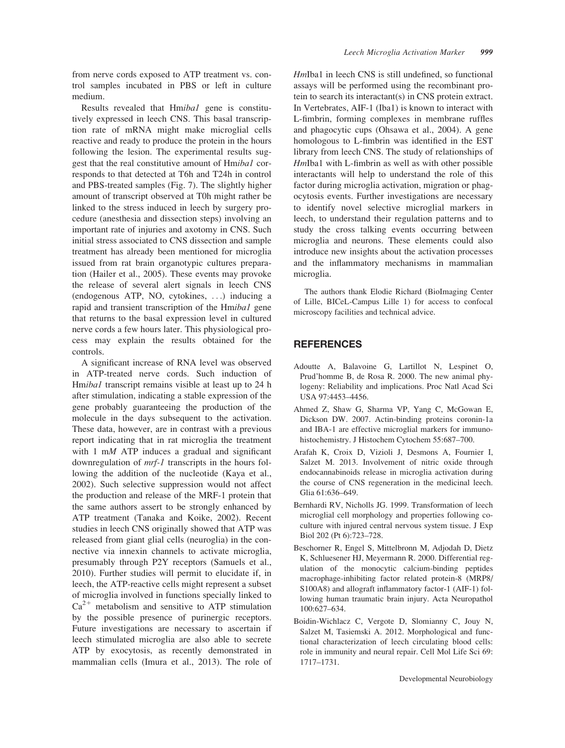from nerve cords exposed to ATP treatment vs. control samples incubated in PBS or left in culture medium.

Results revealed that Hm*iba1* gene is constitutively expressed in leech CNS. This basal transcription rate of mRNA might make microglial cells reactive and ready to produce the protein in the hours following the lesion. The experimental results suggest that the real constitutive amount of Hm*iba1* corresponds to that detected at T6h and T24h in control and PBS-treated samples (Fig. 7). The slightly higher amount of transcript observed at T0h might rather be linked to the stress induced in leech by surgery procedure (anesthesia and dissection steps) involving an important rate of injuries and axotomy in CNS. Such initial stress associated to CNS dissection and sample treatment has already been mentioned for microglia issued from rat brain organotypic cultures preparation (Hailer et al., 2005). These events may provoke the release of several alert signals in leech CNS (endogenous ATP, NO, cytokines, ...) inducing a rapid and transient transcription of the Hm*iba1* gene that returns to the basal expression level in cultured nerve cords a few hours later. This physiological process may explain the results obtained for the controls.

A significant increase of RNA level was observed in ATP-treated nerve cords. Such induction of Hm*iba1* transcript remains visible at least up to 24 h after stimulation, indicating a stable expression of the gene probably guaranteeing the production of the molecule in the days subsequent to the activation. These data, however, are in contrast with a previous report indicating that in rat microglia the treatment with 1 m*M* ATP induces a gradual and significant downregulation of *mrf-1* transcripts in the hours following the addition of the nucleotide (Kaya et al., 2002). Such selective suppression would not affect the production and release of the MRF-1 protein that the same authors assert to be strongly enhanced by ATP treatment (Tanaka and Koike, 2002). Recent studies in leech CNS originally showed that ATP was released from giant glial cells (neuroglia) in the connective via innexin channels to activate microglia, presumably through P2Y receptors (Samuels et al., 2010). Further studies will permit to elucidate if, in leech, the ATP-reactive cells might represent a subset of microglia involved in functions specially linked to $Ca^{2+}$ metabolism and sensitive to ATP stimulation by the possible presence of purinergic receptors. Future investigations are necessary to ascertain if leech stimulated microglia are also able to secrete ATP by exocytosis, as recently demonstrated in mammalian cells (Imura et al., 2013). The role of *Hm*Iba1 in leech CNS is still undefined, so functional assays will be performed using the recombinant protein to search its interactant(s) in CNS protein extract. In Vertebrates, AIF-1 (Iba1) is known to interact with L-fimbrin, forming complexes in membrane ruffles and phagocytic cups (Ohsawa et al., 2004). A gene homologous to L-fimbrin was identified in the EST library from leech CNS. The study of relationships of *Hm*Iba1 with L-fimbrin as well as with other possible interactants will help to understand the role of this factor during microglia activation, migration or phagocytosis events. Further investigations are necessary to identify novel selective microglial markers in leech, to understand their regulation patterns and to study the cross talking events occurring between microglia and neurons. These elements could also introduce new insights about the activation processes and the inflammatory mechanisms in mammalian microglia.

The authors thank Elodie Richard (BioImaging Center of Lille, BICeL-Campus Lille 1) for access to confocal microscopy facilities and technical advice.

## REFERENCES

Adoutte A, Balavoine G, Lartillot N, Lespinet O, Prud'homme B, de Rosa R. 2000. The new animal phylogeny: Reliability and implications. Proc Natl Acad Sci USA 97:4453–4456.

Ahmed Z, Shaw G, Sharma VP, Yang C, McGowan E, Dickson DW. 2007. Actin-binding proteins coronin-1a and IBA-1 are effective microglial markers for immunohistochemistry. J Histochem Cytochem 55:687–700.

Arafah K, Croix D, Vizioli J, Desmons A, Fournier I, Salzet M. 2013. Involvement of nitric oxide through endocannabinoids release in microglia activation during the course of CNS regeneration in the medicinal leech. Glia 61:636–649.

Bernhardi RV, Nicholls JG. 1999. Transformation of leech microglial cell morphology and properties following coculture with injured central nervous system tissue. J Exp Biol 202 (Pt 6):723–728.

Beschorner R, Engel S, Mittelbronn M, Adjodah D, Dietz K, Schluesener HJ, Meyermann R. 2000. Differential regulation of the monocytic calcium-binding peptides macrophage-inhibiting factor related protein-8 (MRP8/S100A8) and allograft inflammatory factor-1 (AIF-1) following human traumatic brain injury. Acta Neuropathol 100:627–634.

Boidin-Wichlacz C, Vergote D, Slomianny C, Jouy N, Salzet M, Tasiemski A. 2012. Morphological and functional characterization of leech circulating blood cells: role in immunity and neural repair. Cell Mol Life Sci 69: 1717–1731.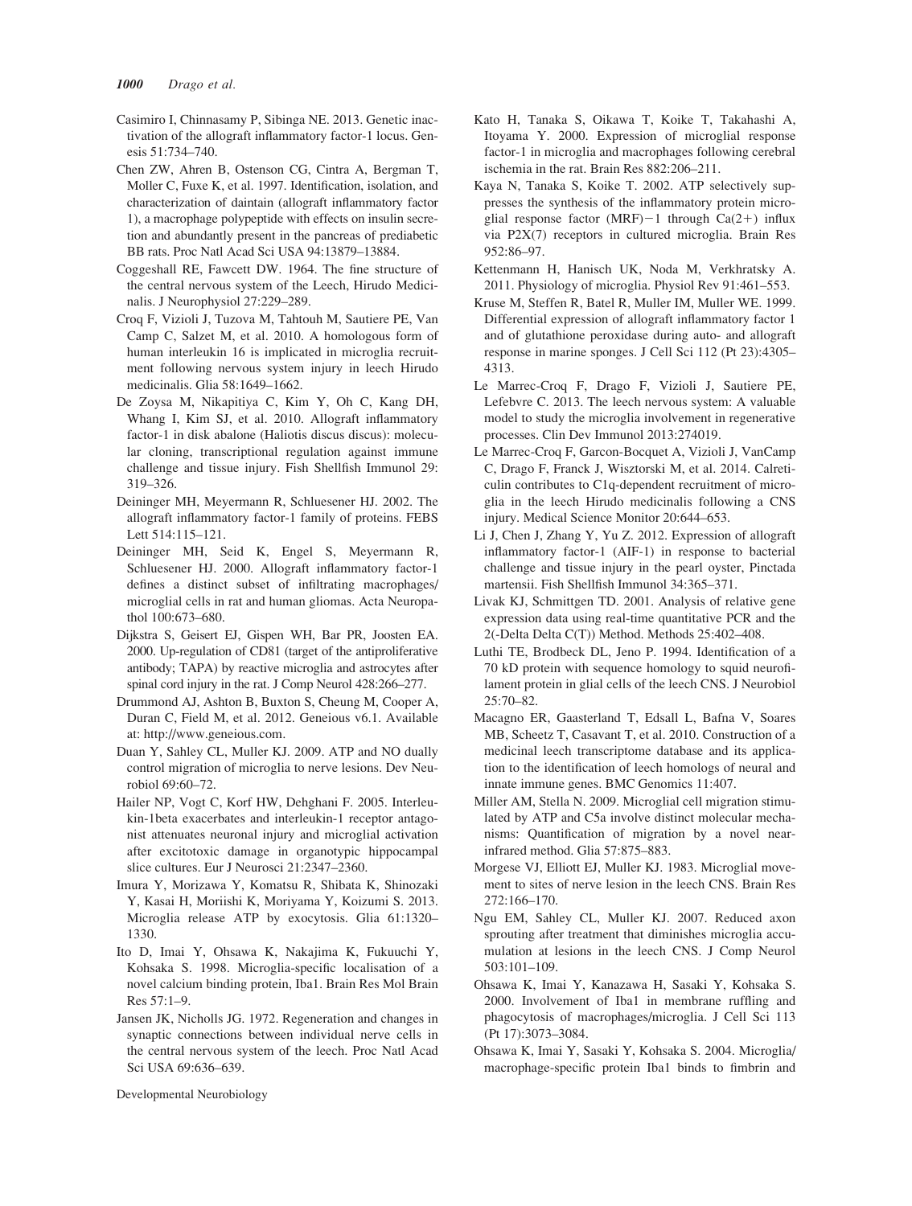Casimiro I, Chinnasamy P, Sibinga NE. 2013. Genetic inactivation of the allograft inflammatory factor-1 locus. Genesis 51:734–740.

Chen ZW, Ahren B, Ostenson CG, Cintra A, Bergman T, Moller C, Fuxe K, et al. 1997. Identification, isolation, and characterization of daintain (allograft inflammatory factor 1), a macrophage polypeptide with effects on insulin secretion and abundantly present in the pancreas of prediabetic BB rats. Proc Natl Acad Sci USA 94:13879–13884.

Coggeshall RE, Fawcett DW. 1964. The fine structure of the central nervous system of the Leech, Hirudo Medicinalis. J Neurophysiol 27:229–289.

Croq F, Vizioli J, Tuzova M, Tahtouh M, Sautiere PE, Van Camp C, Salzet M, et al. 2010. A homologous form of human interleukin 16 is implicated in microglia recruitment following nervous system injury in leech Hirudo medicinalis. Glia 58:1649–1662.

De Zoysa M, Nikapitiya C, Kim Y, Oh C, Kang DH, Whang I, Kim SJ, et al. 2010. Allograft inflammatory factor-1 in disk abalone (Haliotis discus discus): molecular cloning, transcriptional regulation against immune challenge and tissue injury. Fish Shellfish Immunol 29: 319–326.

Deininger MH, Meyermann R, Schluesener HJ. 2002. The allograft inflammatory factor-1 family of proteins. FEBS Lett 514:115–121.

Deininger MH, Seid K, Engel S, Meyermann R, Schluesener HJ. 2000. Allograft inflammatory factor-1 defines a distinct subset of infiltrating macrophages/microglial cells in rat and human gliomas. Acta Neuropathol 100:673–680.

Dijkstra S, Geisert EJ, Gispen WH, Bar PR, Joosten EA. 2000. Up-regulation of CD81 (target of the antiproliferative antibody; TAPA) by reactive microglia and astrocytes after spinal cord injury in the rat. J Comp Neurol 428:266–277.

Drummond AJ, Ashton B, Buxton S, Cheung M, Cooper A, Duran C, Field M, et al. 2012. Geneious v6.1. Available at: http://www.geneious.com.

Duan Y, Sahley CL, Muller KJ. 2009. ATP and NO dually control migration of microglia to nerve lesions. Dev Neurobiol 69:60–72.

Hailer NP, Vogt C, Korf HW, Dehghani F. 2005. Interleukin-1beta exacerbates and interleukin-1 receptor antagonist attenuates neuronal injury and microglial activation after excitotoxic damage in organotypic hippocampal slice cultures. Eur J Neurosci 21:2347–2360.

Imura Y, Morizawa Y, Komatsu R, Shibata K, Shinozaki Y, Kasai H, Moriishi K, Moriyama Y, Koizumi S. 2013. Microglia release ATP by exocytosis. Glia 61:1320–1330.

Ito D, Imai Y, Ohsawa K, Nakajima K, Fukuuchi Y, Kohsaka S. 1998. Microglia-specific localisation of a novel calcium binding protein, Iba1. Brain Res Mol Brain Res 57:1–9.

Jansen JK, Nicholls JG. 1972. Regeneration and changes in synaptic connections between individual nerve cells in the central nervous system of the leech. Proc Natl Acad Sci USA 69:636–639.

Kato H, Tanaka S, Oikawa T, Koike T, Takahashi A, Itoyama Y. 2000. Expression of microglial response factor-1 in microglia and macrophages following cerebral ischemia in the rat. Brain Res 882:206–211.

Kaya N, Tanaka S, Koike T. 2002. ATP selectively suppresses the synthesis of the inflammatory protein microglial response factor (MRF)−1 through Ca(2+) influx via P2X(7) receptors in cultured microglia. Brain Res 952:86–97.

Kettenmann H, Hanisch UK, Noda M, Verkhratsky A. 2011. Physiology of microglia. Physiol Rev 91:461–553.

Kruse M, Steffen R, Batel R, Muller IM, Muller WE. 1999. Differential expression of allograft inflammatory factor 1 and of glutathione peroxidase during auto- and allograft response in marine sponges. J Cell Sci 112 (Pt 23):4305–4313.

Le Marrec-Croq F, Drago F, Vizioli J, Sautiere PE, Lefebvre C. 2013. The leech nervous system: A valuable model to study the microglia involvement in regenerative processes. Clin Dev Immunol 2013:274019.

Le Marrec-Croq F, Garcon-Bocquet A, Vizioli J, VanCamp C, Drago F, Franck J, Wisztorski M, et al. 2014. Calreticulin contributes to C1q-dependent recruitment of microglia in the leech Hirudo medicinalis following a CNS injury. Medical Science Monitor 20:644–653.

Li J, Chen J, Zhang Y, Yu Z. 2012. Expression of allograft inflammatory factor-1 (AIF-1) in response to bacterial challenge and tissue injury in the pearl oyster, Pinctada martensii. Fish Shellfish Immunol 34:365–371.

Livak KJ, Schmittgen TD. 2001. Analysis of relative gene expression data using real-time quantitative PCR and the 2(-Delta Delta C(T)) Method. Methods 25:402–408.

Luthi TE, Brodbeck DL, Jeno P. 1994. Identification of a 70 kD protein with sequence homology to squid neurofilament protein in glial cells of the leech CNS. J Neurobiol 25:70–82.

Macagno ER, Gaasterland T, Edsall L, Bafna V, Soares MB, Scheetz T, Casavant T, et al. 2010. Construction of a medicinal leech transcriptome database and its application to the identification of leech homologs of neural and innate immune genes. BMC Genomics 11:407.

Miller AM, Stella N. 2009. Microglial cell migration stimulated by ATP and C5a involve distinct molecular mechanisms: Quantification of migration by a novel near-infrared method. Glia 57:875–883.

Morgese VJ, Elliott EJ, Muller KJ. 1983. Microglial movement to sites of nerve lesion in the leech CNS. Brain Res 272:166–170.

Ngu EM, Sahley CL, Muller KJ. 2007. Reduced axon sprouting after treatment that diminishes microglia accumulation at lesions in the leech CNS. J Comp Neurol 503:101–109.

Ohsawa K, Imai Y, Kanazawa H, Sasaki Y, Kohsaka S. 2000. Involvement of Iba1 in membrane ruffling and phagocytosis of macrophages/microglia. J Cell Sci 113 (Pt 17):3073–3084.

Ohsawa K, Imai Y, Sasaki Y, Kohsaka S. 2004. Microglia/macrophage-specific protein Iba1 binds to fimbrin and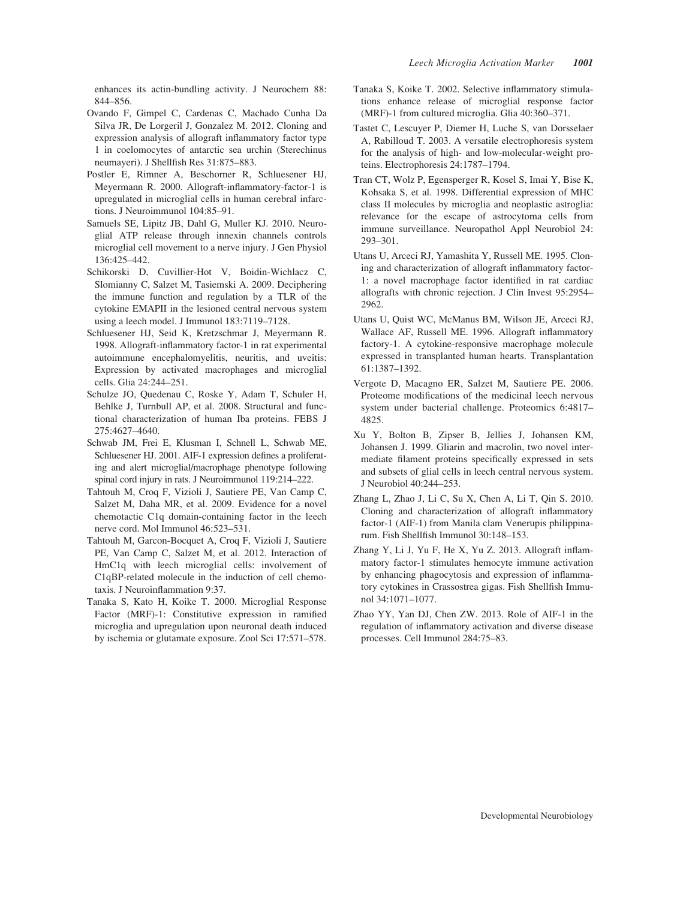enhances its actin-bundling activity. J Neurochem 88: 844–856.

Ovando F, Gimpel C, Cardenas C, Machado Cunha Da Silva JR, De Lorgeril J, Gonzalez M. 2012. Cloning and expression analysis of allograft inflammatory factor type 1 in coelomocytes of antarctic sea urchin (Sterechinus neumayeri). J Shellfish Res 31:875–883.

Postler E, Rimner A, Beschorner R, Schluesener HJ, Meyermann R. 2000. Allograft-inflammatory-factor-1 is upregulated in microglial cells in human cerebral infarctions. J Neuroimmunol 104:85–91.

Samuels SE, Lipitz JB, Dahl G, Muller KJ. 2010. Neuroglial ATP release through innexin channels controls microglial cell movement to a nerve injury. J Gen Physiol 136:425–442.

Schikorski D, Cuvillier-Hot V, Boidin-Wichlacz C, Slomianny C, Salzet M, Tasiemski A. 2009. Deciphering the immune function and regulation by a TLR of the cytokine EMAPII in the lesioned central nervous system using a leech model. J Immunol 183:7119–7128.

Schluesener HJ, Seid K, Kretzschmar J, Meyermann R. 1998. Allograft-inflammatory factor-1 in rat experimental autoimmune encephalomyelitis, neuritis, and uveitis: Expression by activated macrophages and microglial cells. Glia 24:244–251.

Schulze JO, Quedenau C, Roske Y, Adam T, Schuler H, Behlke J, Turnbull AP, et al. 2008. Structural and functional characterization of human Iba proteins. FEBS J 275:4627–4640.

Schwab JM, Frei E, Klusman I, Schnell L, Schwab ME, Schluesener HJ. 2001. AIF-1 expression defines a proliferating and alert microglial/macrophage phenotype following spinal cord injury in rats. J Neuroimmunol 119:214–222.

Tahtouh M, Croq F, Vizioli J, Sautiere PE, Van Camp C, Salzet M, Daha MR, et al. 2009. Evidence for a novel chemotactic C1q domain-containing factor in the leech nerve cord. Mol Immunol 46:523–531.

Tahtouh M, Garcon-Bocquet A, Croq F, Vizioli J, Sautiere PE, Van Camp C, Salzet M, et al. 2012. Interaction of HmC1q with leech microglial cells: involvement of C1qBP-related molecule in the induction of cell chemotaxis. J Neuroinflammation 9:37.

Tanaka S, Kato H, Koike T. 2000. Microglial Response Factor (MRF)-1: Constitutive expression in ramified microglia and upregulation upon neuronal death induced by ischemia or glutamate exposure. Zool Sci 17:571–578.

Tanaka S, Koike T. 2002. Selective inflammatory stimulations enhance release of microglial response factor (MRF)-1 from cultured microglia. Glia 40:360–371.

Tastet C, Lescuyer P, Diemer H, Luche S, van Dorsselaer A, Rabilloud T. 2003. A versatile electrophoresis system for the analysis of high- and low-molecular-weight proteins. Electrophoresis 24:1787–1794.

Tran CT, Wolz P, Egensperger R, Kosel S, Imai Y, Bise K, Kohsaka S, et al. 1998. Differential expression of MHC class II molecules by microglia and neoplastic astroglia: relevance for the escape of astrocytoma cells from immune surveillance. Neuropathol Appl Neurobiol 24: 293–301.

Utans U, Arceci RJ, Yamashita Y, Russell ME. 1995. Cloning and characterization of allograft inflammatory factor-1: a novel macrophage factor identified in rat cardiac allografts with chronic rejection. J Clin Invest 95:2954–2962.

Utans U, Quist WC, McManus BM, Wilson JE, Arceci RJ, Wallace AF, Russell ME. 1996. Allograft inflammatory factory-1. A cytokine-responsive macrophage molecule expressed in transplanted human hearts. Transplantation 61:1387–1392.

Vergote D, Macagno ER, Salzet M, Sautiere PE. 2006. Proteome modifications of the medicinal leech nervous system under bacterial challenge. Proteomics 6:4817–4825.

Xu Y, Bolton B, Zipser B, Jellies J, Johansen KM, Johansen J. 1999. Gliarin and macrolin, two novel intermediate filament proteins specifically expressed in sets and subsets of glial cells in leech central nervous system. J Neurobiol 40:244–253.

Zhang L, Zhao J, Li C, Su X, Chen A, Li T, Qin S. 2010. Cloning and characterization of allograft inflammatory factor-1 (AIF-1) from Manila clam Venerupis philippinarum. Fish Shellfish Immunol 30:148–153.

Zhang Y, Li J, Yu F, He X, Yu Z. 2013. Allograft inflammatory factor-1 stimulates hemocyte immune activation by enhancing phagocytosis and expression of inflammatory cytokines in Crassostrea gigas. Fish Shellfish Immunol 34:1071–1077.

Zhao YY, Yan DJ, Chen ZW. 2013. Role of AIF-1 in the regulation of inflammatory activation and diverse disease processes. Cell Immunol 284:75–83.